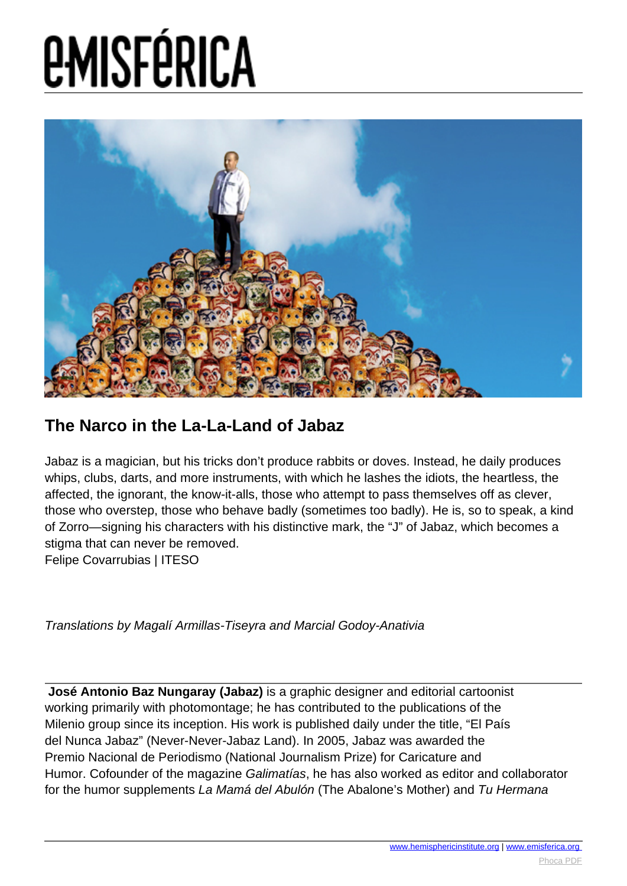# The Narco in the La-La-Land of Jabaz

Jabaz is a magician, but his tricks don't produce rabbits or doves. Instead, he daily produces whips, clubs, darts, and more instruments, with which he lashes the idiots, the heartless, the affected, the ignorant, the know-it-alls, those who attempt to pass themselves off as clever, those who overstep, those who behave badly (sometimes too badly). He is, so to speak, a kind of Zorro—signing his characters with his distinctive mark, the "J" of Jabaz, which becomes a stigma that can never be removed.
Felipe Covarrubias | ITESO

*Translations by Magalí Armillas-Tiseyra and Marcial Godoy-Anativia*

**José Antonio Baz Nungaray (Jabaz)** is a graphic designer and editorial cartoonist working primarily with photomontage; he has contributed to the publications of the Milenio group since its inception. His work is published daily under the title, "El País del Nunca Jabaz" (Never-Never-Jabaz Land). In 2005, Jabaz was awarded the Premio Nacional de Periodismo (National Journalism Prize) for Caricature and Humor. Cofounder of the magazine *Galimatías*, he has also worked as editor and collaborator for the humor supplements *La Mamá del Abulón* (The Abalone's Mother) and *Tu Hermana*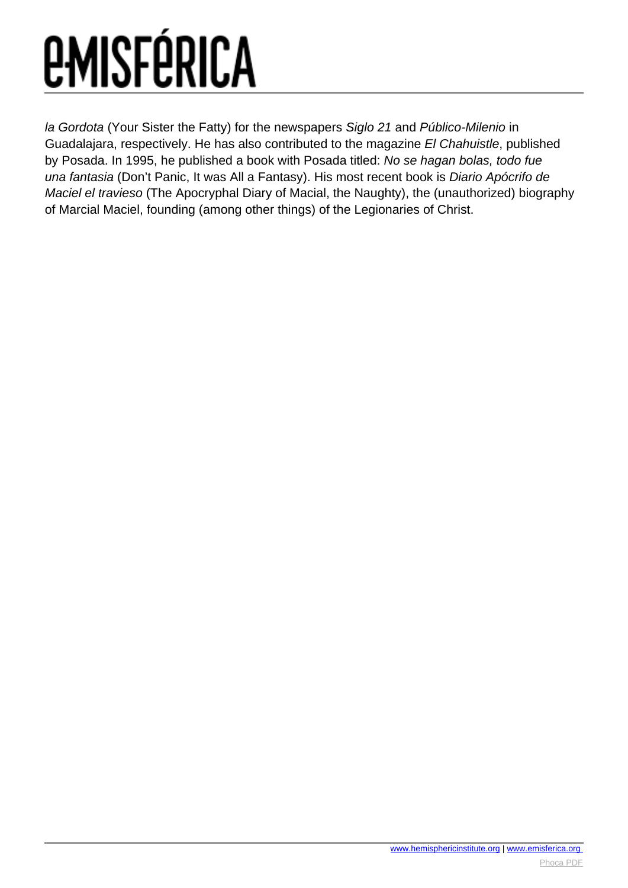*la Gordota* (Your Sister the Fatty) for the newspapers *Siglo 21* and *Público-Milenio* in Guadalajara, respectively. He has also contributed to the magazine *El Chahuistle*, published by Posada. In 1995, he published a book with Posada titled: *No se hagan bolas, todo fue una fantasia* (Don't Panic, It was All a Fantasy). His most recent book is *Diario Apócrifo de Maciel el travieso* (The Apocryphal Diary of Macial, the Naughty), the (unauthorized) biography of Marcial Maciel, founding (among other things) of the Legionaries of Christ.